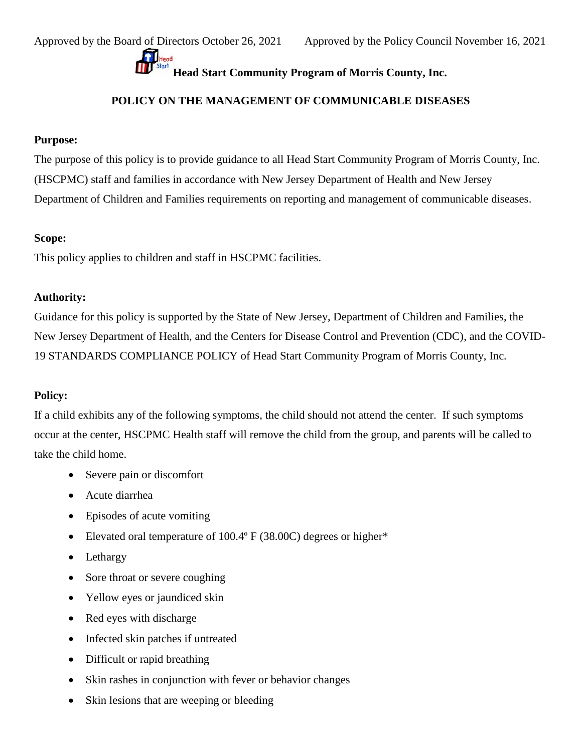Approved by the Board of Directors October 26, 2021 Approved by the Policy Council November 16, 2021

**Head Start Community Program of Morris County, Inc.**

**POLICY ON THE MANAGEMENT OF COMMUNICABLE DISEASES**

**Purpose:**

The purpose of this policy is to provide guidance to all Head Start Community Program of Morris County, Inc. (HSCPMC) staff and families in accordance with New Jersey Department of Health and New Jersey Department of Children and Families requirements on reporting and management of communicable diseases.

**Scope:**

This policy applies to children and staff in HSCPMC facilities.

**Authority:**

Guidance for this policy is supported by the State of New Jersey, Department of Children and Families, the New Jersey Department of Health, and the Centers for Disease Control and Prevention (CDC), and the COVID-19 STANDARDS COMPLIANCE POLICY of Head Start Community Program of Morris County, Inc.

**Policy:**

If a child exhibits any of the following symptoms, the child should not attend the center. If such symptoms occur at the center, HSCPMC Health staff will remove the child from the group, and parents will be called to take the child home.

- Severe pain or discomfort
- Acute diarrhea
- Episodes of acute vomiting
- Elevated oral temperature of 100.4º F (38.00C) degrees or higher*
- Lethargy
- Sore throat or severe coughing
- Yellow eyes or jaundiced skin
- Red eyes with discharge
- Infected skin patches if untreated
- Difficult or rapid breathing
- Skin rashes in conjunction with fever or behavior changes
- Skin lesions that are weeping or bleeding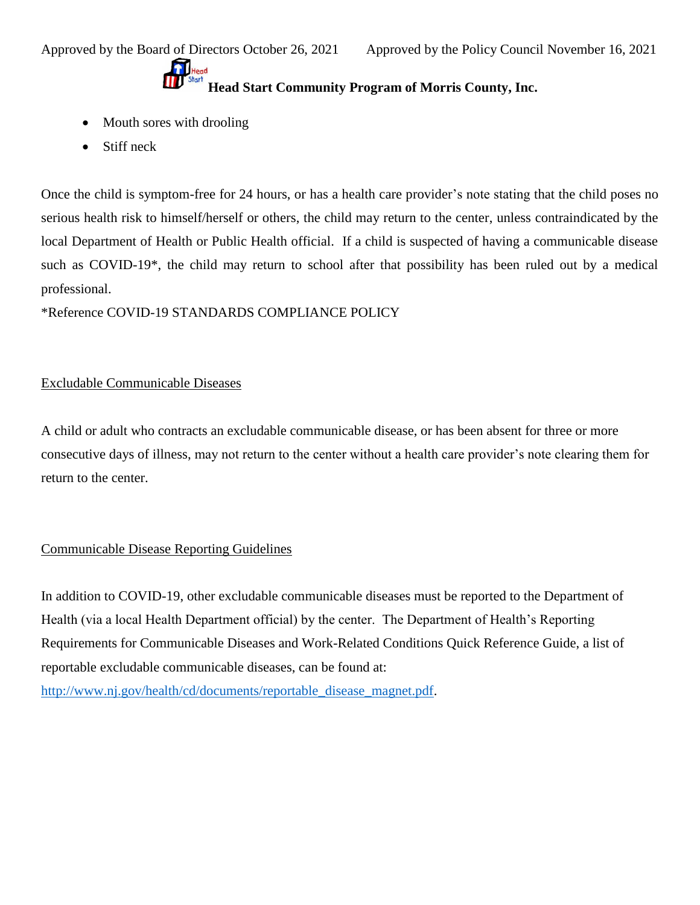- Mouth sores with drooling
- Stiff neck

Once the child is symptom-free for 24 hours, or has a health care provider's note stating that the child poses no serious health risk to himself/herself or others, the child may return to the center, unless contraindicated by the local Department of Health or Public Health official. If a child is suspected of having a communicable disease such as COVID-19*, the child may return to school after that possibility has been ruled out by a medical professional.

*Reference COVID-19 STANDARDS COMPLIANCE POLICY

<u>Excludable Communicable Diseases</u>

A child or adult who contracts an excludable communicable disease, or has been absent for three or more consecutive days of illness, may not return to the center without a health care provider's note clearing them for return to the center.

<u>Communicable Disease Reporting Guidelines</u>

In addition to COVID-19, other excludable communicable diseases must be reported to the Department of Health (via a local Health Department official) by the center. The Department of Health's Reporting Requirements for Communicable Diseases and Work-Related Conditions Quick Reference Guide, a list of reportable excludable communicable diseases, can be found at:
[http://www.nj.gov/health/cd/documents/reportable_disease_magnet.pdf](http://www.nj.gov/health/cd/documents/reportable_disease_magnet.pdf).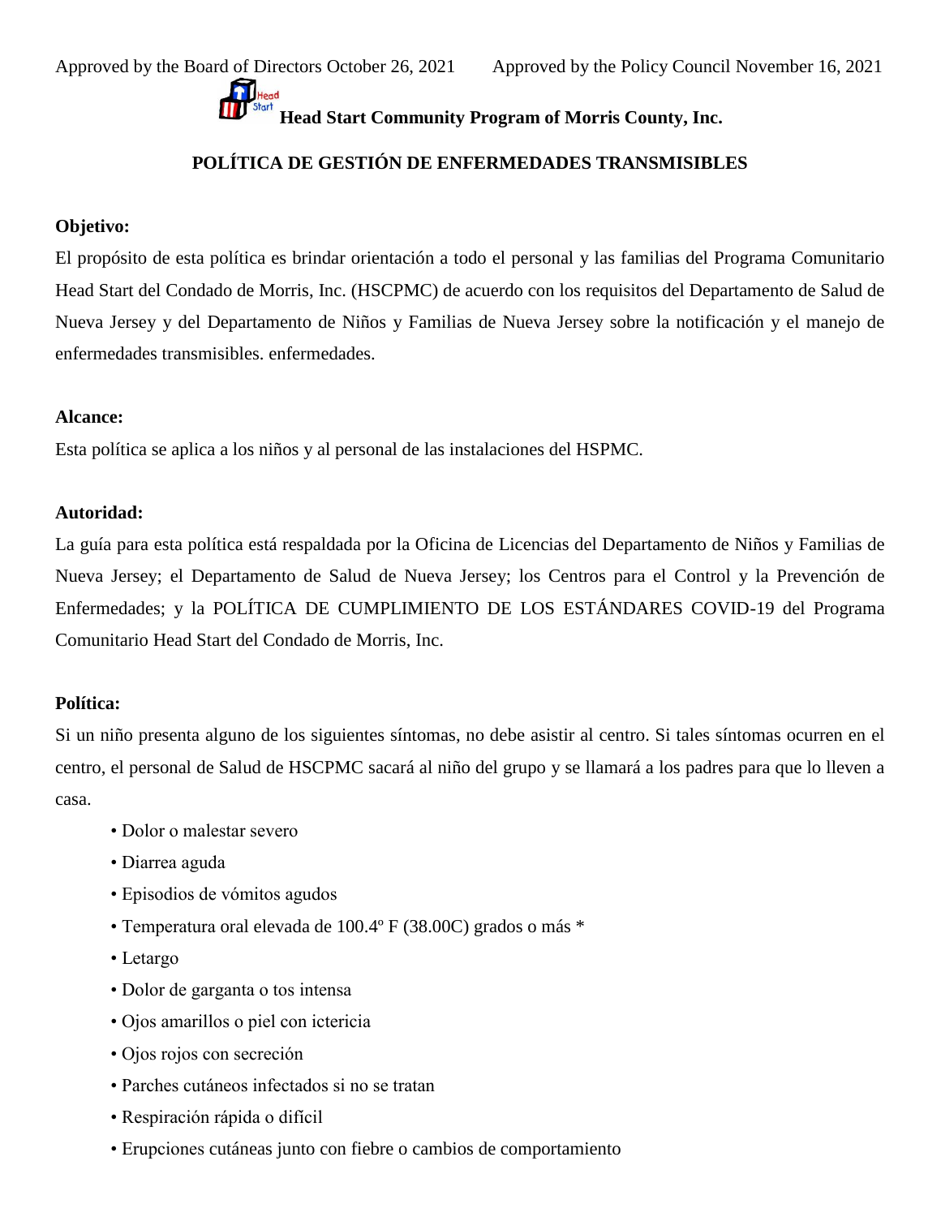Approved by the Board of Directors October 26, 2021        Approved by the Policy Council November 16, 2021

**Head Start Community Program of Morris County, Inc.**

## POLÍTICA DE GESTIÓN DE ENFERMEDADES TRANSMISIBLES

**Objetivo:**

El propósito de esta política es brindar orientación a todo el personal y las familias del Programa Comunitario Head Start del Condado de Morris, Inc. (HSCPMC) de acuerdo con los requisitos del Departamento de Salud de Nueva Jersey y del Departamento de Niños y Familias de Nueva Jersey sobre la notificación y el manejo de enfermedades transmisibles. enfermedades.

**Alcance:**

Esta política se aplica a los niños y al personal de las instalaciones del HSPMC.

**Autoridad:**

La guía para esta política está respaldada por la Oficina de Licencias del Departamento de Niños y Familias de Nueva Jersey; el Departamento de Salud de Nueva Jersey; los Centros para el Control y la Prevención de Enfermedades; y la POLÍTICA DE CUMPLIMIENTO DE LOS ESTÁNDARES COVID-19 del Programa Comunitario Head Start del Condado de Morris, Inc.

**Política:**

Si un niño presenta alguno de los siguientes síntomas, no debe asistir al centro. Si tales síntomas ocurren en el centro, el personal de Salud de HSCPMC sacará al niño del grupo y se llamará a los padres para que lo lleven a casa.

- Dolor o malestar severo
- Diarrea aguda
- Episodios de vómitos agudos
- Temperatura oral elevada de 100.4º F (38.00C) grados o más *
- Letargo
- Dolor de garganta o tos intensa
- Ojos amarillos o piel con ictericia
- Ojos rojos con secreción
- Parches cutáneos infectados si no se tratan
- Respiración rápida o difícil
- Erupciones cutáneas junto con fiebre o cambios de comportamiento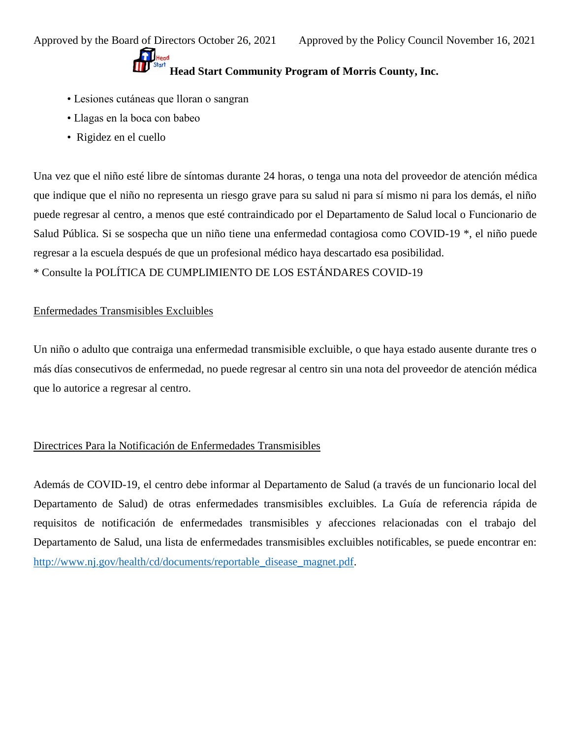- Lesiones cutáneas que lloran o sangran
- Llagas en la boca con babeo
- Rigidez en el cuello

Una vez que el niño esté libre de síntomas durante 24 horas, o tenga una nota del proveedor de atención médica que indique que el niño no representa un riesgo grave para su salud ni para sí mismo ni para los demás, el niño puede regresar al centro, a menos que esté contraindicado por el Departamento de Salud local o Funcionario de Salud Pública. Si se sospecha que un niño tiene una enfermedad contagiosa como COVID-19 *, el niño puede regresar a la escuela después de que un profesional médico haya descartado esa posibilidad.

* Consulte la POLÍTICA DE CUMPLIMIENTO DE LOS ESTÁNDARES COVID-19

## Enfermedades Transmisibles Excluibles

Un niño o adulto que contraiga una enfermedad transmisible excluible, o que haya estado ausente durante tres o más días consecutivos de enfermedad, no puede regresar al centro sin una nota del proveedor de atención médica que lo autorice a regresar al centro.

## Directrices Para la Notificación de Enfermedades Transmisibles

Además de COVID-19, el centro debe informar al Departamento de Salud (a través de un funcionario local del Departamento de Salud) de otras enfermedades transmisibles excluibles. La Guía de referencia rápida de requisitos de notificación de enfermedades transmisibles y afecciones relacionadas con el trabajo del Departamento de Salud, una lista de enfermedades transmisibles excluibles notificables, se puede encontrar en: http://www.nj.gov/health/cd/documents/reportable_disease_magnet.pdf.